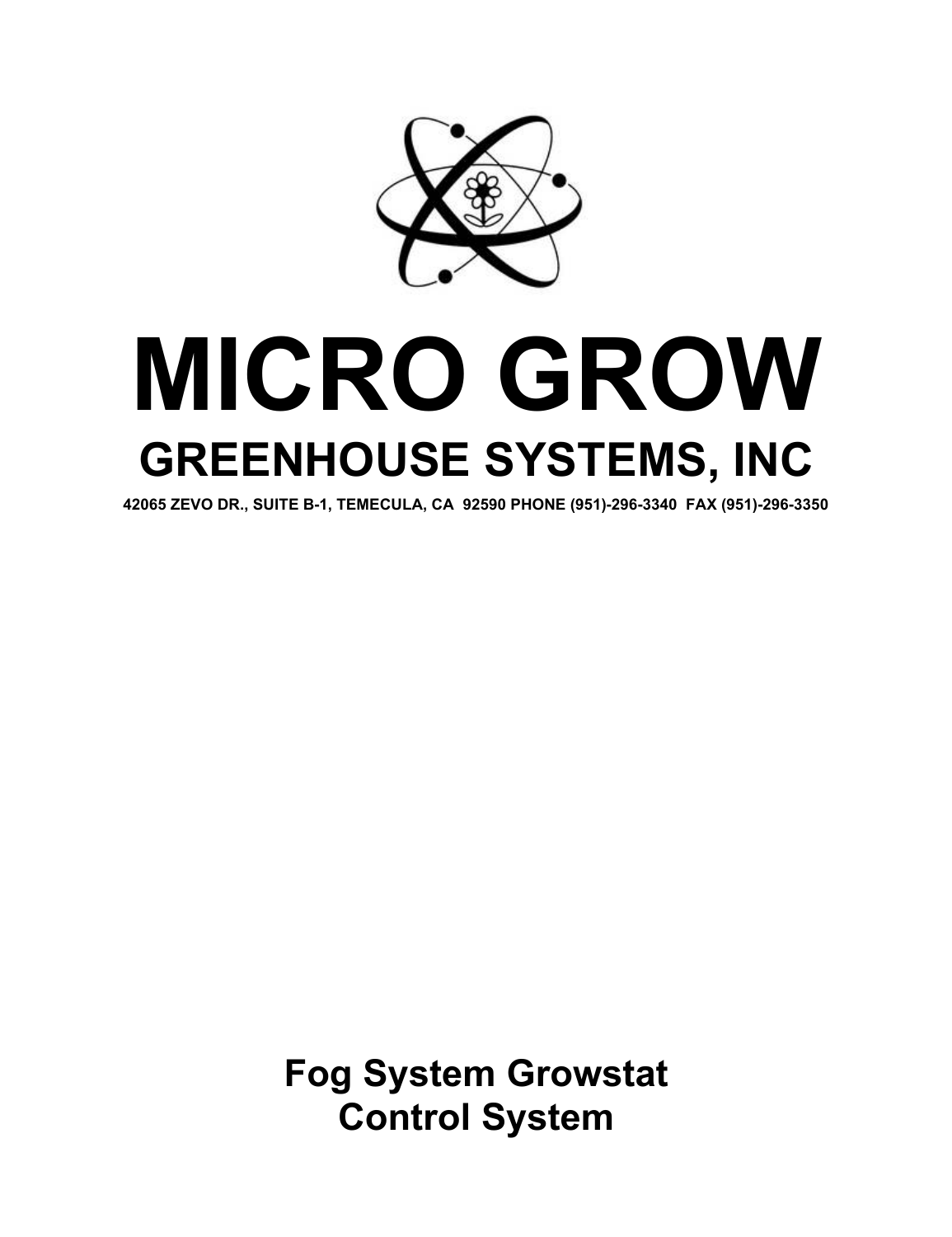# MICRO GROW

## GREENHOUSE SYSTEMS, INC

**42065 ZEVO DR., SUITE B-1, TEMECULA, CA 92590 PHONE (951)-296-3340 FAX (951)-296-3350**

## Fog System Growstat Control System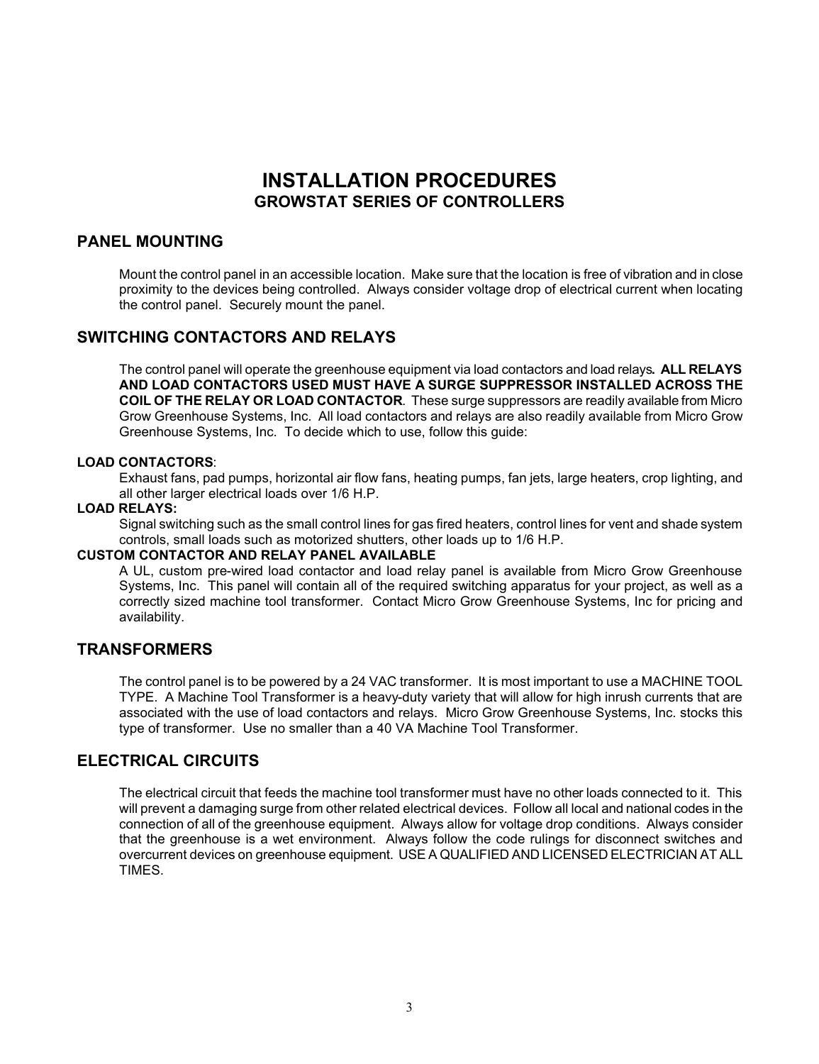# INSTALLATION PROCEDURES
## GROWSTAT SERIES OF CONTROLLERS

## PANEL MOUNTING

Mount the control panel in an accessible location. Make sure that the location is free of vibration and in close proximity to the devices being controlled. Always consider voltage drop of electrical current when locating the control panel. Securely mount the panel.

## SWITCHING CONTACTORS AND RELAYS

The control panel will operate the greenhouse equipment via load contactors and load relays**. ALL RELAYS AND LOAD CONTACTORS USED MUST HAVE A SURGE SUPPRESSOR INSTALLED ACROSS THE COIL OF THE RELAY OR LOAD CONTACTOR**. These surge suppressors are readily available from Micro Grow Greenhouse Systems, Inc. All load contactors and relays are also readily available from Micro Grow Greenhouse Systems, Inc. To decide which to use, follow this guide:

**LOAD CONTACTORS**:

Exhaust fans, pad pumps, horizontal air flow fans, heating pumps, fan jets, large heaters, crop lighting, and all other larger electrical loads over 1/6 H.P.

**LOAD RELAYS:**

Signal switching such as the small control lines for gas fired heaters, control lines for vent and shade system controls, small loads such as motorized shutters, other loads up to 1/6 H.P.

**CUSTOM CONTACTOR AND RELAY PANEL AVAILABLE**

A UL, custom pre-wired load contactor and load relay panel is available from Micro Grow Greenhouse Systems, Inc. This panel will contain all of the required switching apparatus for your project, as well as a correctly sized machine tool transformer. Contact Micro Grow Greenhouse Systems, Inc for pricing and availability.

## TRANSFORMERS

The control panel is to be powered by a 24 VAC transformer. It is most important to use a MACHINE TOOL TYPE. A Machine Tool Transformer is a heavy-duty variety that will allow for high inrush currents that are associated with the use of load contactors and relays. Micro Grow Greenhouse Systems, Inc. stocks this type of transformer. Use no smaller than a 40 VA Machine Tool Transformer.

## ELECTRICAL CIRCUITS

The electrical circuit that feeds the machine tool transformer must have no other loads connected to it. This will prevent a damaging surge from other related electrical devices. Follow all local and national codes in the connection of all of the greenhouse equipment. Always allow for voltage drop conditions. Always consider that the greenhouse is a wet environment. Always follow the code rulings for disconnect switches and overcurrent devices on greenhouse equipment. USE A QUALIFIED AND LICENSED ELECTRICIAN AT ALL TIMES.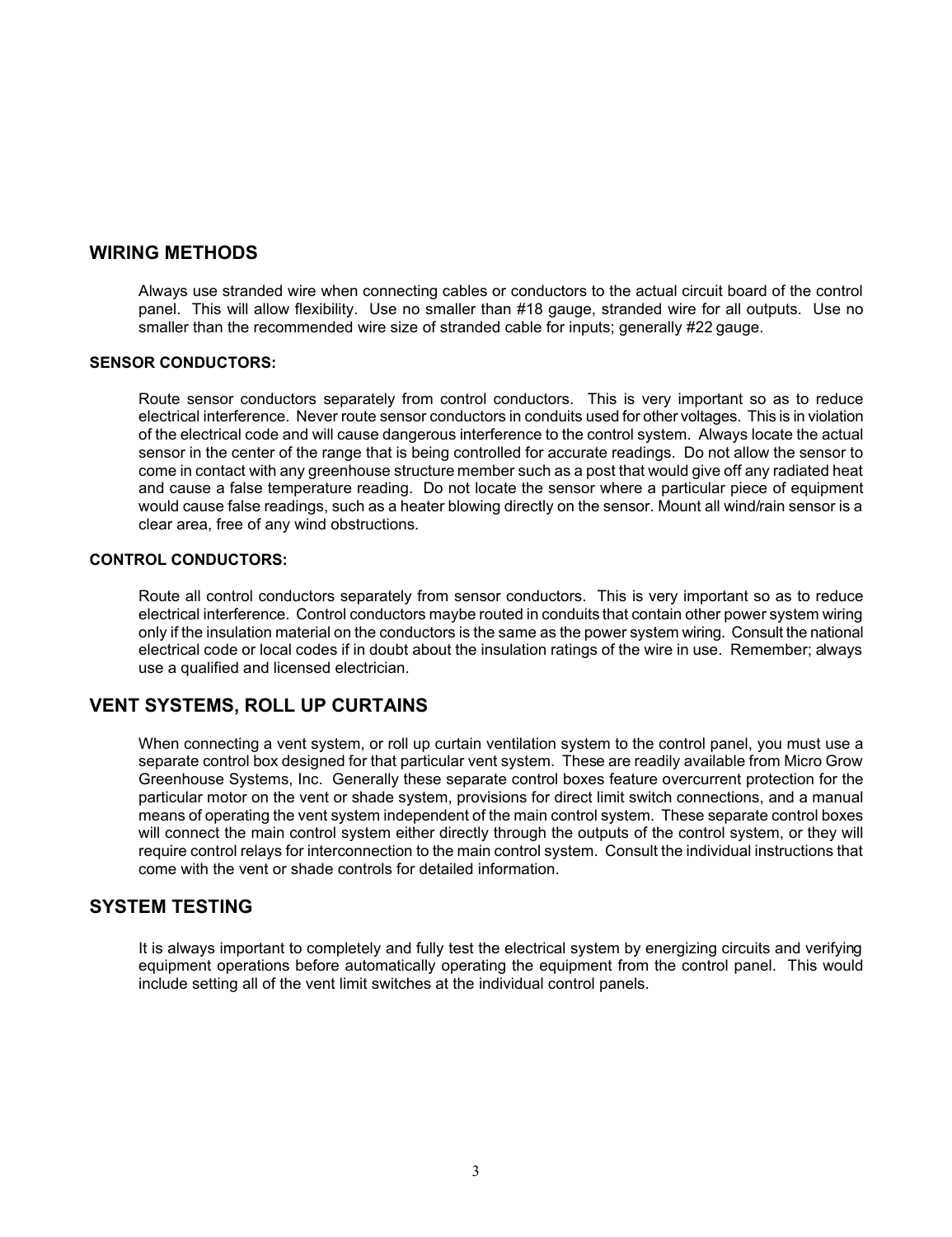## WIRING METHODS

Always use stranded wire when connecting cables or conductors to the actual circuit board of the control panel. This will allow flexibility. Use no smaller than #18 gauge, stranded wire for all outputs. Use no smaller than the recommended wire size of stranded cable for inputs; generally #22 gauge.

### SENSOR CONDUCTORS:

Route sensor conductors separately from control conductors. This is very important so as to reduce electrical interference. Never route sensor conductors in conduits used for other voltages. This is in violation of the electrical code and will cause dangerous interference to the control system. Always locate the actual sensor in the center of the range that is being controlled for accurate readings. Do not allow the sensor to come in contact with any greenhouse structure member such as a post that would give off any radiated heat and cause a false temperature reading. Do not locate the sensor where a particular piece of equipment would cause false readings, such as a heater blowing directly on the sensor. Mount all wind/rain sensor is a clear area, free of any wind obstructions.

### CONTROL CONDUCTORS:

Route all control conductors separately from sensor conductors. This is very important so as to reduce electrical interference. Control conductors maybe routed in conduits that contain other power system wiring only if the insulation material on the conductors is the same as the power system wiring. Consult the national electrical code or local codes if in doubt about the insulation ratings of the wire in use. Remember; always use a qualified and licensed electrician.

## VENT SYSTEMS, ROLL UP CURTAINS

When connecting a vent system, or roll up curtain ventilation system to the control panel, you must use a separate control box designed for that particular vent system. These are readily available from Micro Grow Greenhouse Systems, Inc. Generally these separate control boxes feature overcurrent protection for the particular motor on the vent or shade system, provisions for direct limit switch connections, and a manual means of operating the vent system independent of the main control system. These separate control boxes will connect the main control system either directly through the outputs of the control system, or they will require control relays for interconnection to the main control system. Consult the individual instructions that come with the vent or shade controls for detailed information.

## SYSTEM TESTING

It is always important to completely and fully test the electrical system by energizing circuits and verifying equipment operations before automatically operating the equipment from the control panel. This would include setting all of the vent limit switches at the individual control panels.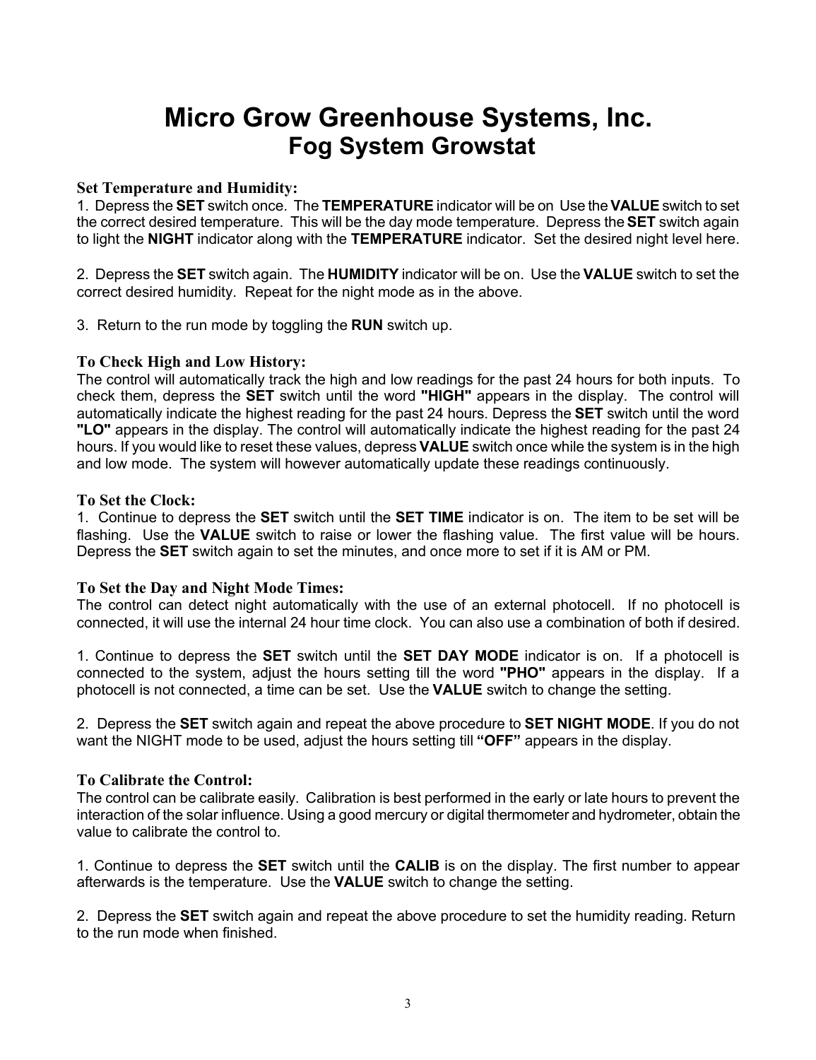# Micro Grow Greenhouse Systems, Inc.

## Fog System Growstat

### Set Temperature and Humidity:

1. Depress the **SET** switch once. The **TEMPERATURE** indicator will be on Use the **VALUE** switch to set the correct desired temperature. This will be the day mode temperature. Depress the **SET** switch again to light the **NIGHT** indicator along with the **TEMPERATURE** indicator. Set the desired night level here.

2. Depress the **SET** switch again. The **HUMIDITY** indicator will be on. Use the **VALUE** switch to set the correct desired humidity. Repeat for the night mode as in the above.

3. Return to the run mode by toggling the **RUN** switch up.

### To Check High and Low History:

The control will automatically track the high and low readings for the past 24 hours for both inputs. To check them, depress the **SET** switch until the word **"HIGH"** appears in the display. The control will automatically indicate the highest reading for the past 24 hours. Depress the **SET** switch until the word **"LO"** appears in the display. The control will automatically indicate the highest reading for the past 24 hours. If you would like to reset these values, depress **VALUE** switch once while the system is in the high and low mode. The system will however automatically update these readings continuously.

### To Set the Clock:

1. Continue to depress the **SET** switch until the **SET TIME** indicator is on. The item to be set will be flashing. Use the **VALUE** switch to raise or lower the flashing value. The first value will be hours. Depress the **SET** switch again to set the minutes, and once more to set if it is AM or PM.

### To Set the Day and Night Mode Times:

The control can detect night automatically with the use of an external photocell. If no photocell is connected, it will use the internal 24 hour time clock. You can also use a combination of both if desired.

1. Continue to depress the **SET** switch until the **SET DAY MODE** indicator is on. If a photocell is connected to the system, adjust the hours setting till the word **"PHO"** appears in the display. If a photocell is not connected, a time can be set. Use the **VALUE** switch to change the setting.

2. Depress the **SET** switch again and repeat the above procedure to **SET NIGHT MODE**. If you do not want the NIGHT mode to be used, adjust the hours setting till **"OFF"** appears in the display.

### To Calibrate the Control:

The control can be calibrate easily. Calibration is best performed in the early or late hours to prevent the interaction of the solar influence. Using a good mercury or digital thermometer and hydrometer, obtain the value to calibrate the control to.

1. Continue to depress the **SET** switch until the **CALIB** is on the display. The first number to appear afterwards is the temperature. Use the **VALUE** switch to change the setting.

2. Depress the **SET** switch again and repeat the above procedure to set the humidity reading. Return to the run mode when finished.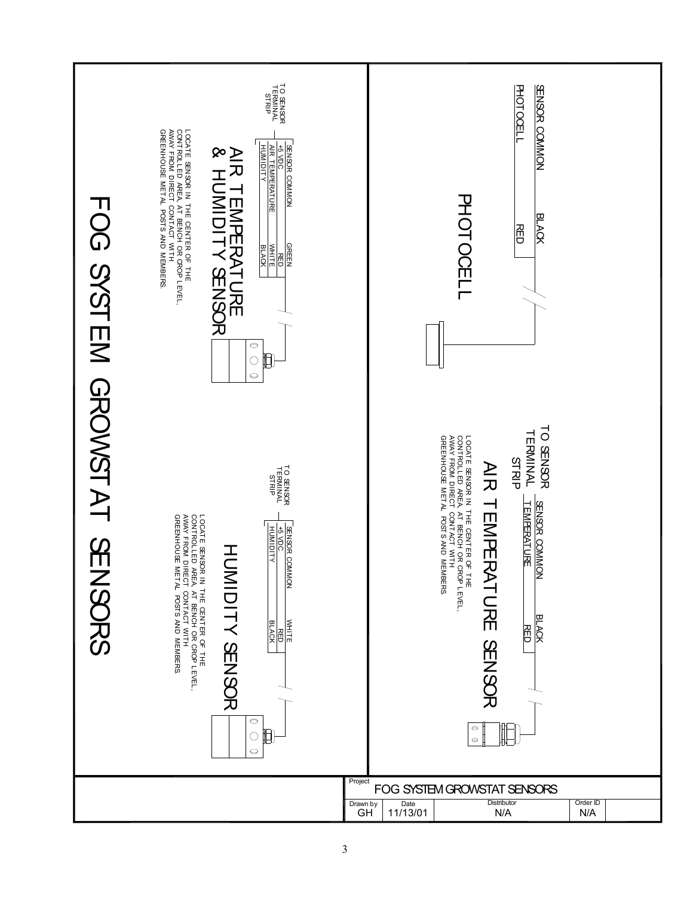# FOG SYSTEM GROWSTAT SENSORS

## PHOTOCELL

| SENSOR COMMON | BLACK |
|---|---|
| PHOTOCELL | RED |

## AIR TEMPERATURE SENSOR

TO SENSOR TERMINAL STRIP

| SENSOR COMMON | BLACK |
|---|---|
| TEMPERATURE | RED |

LOCATE SENSOR IN THE CENTER OF THE CONTROLLED AREA, AT BENCH OR CROP LEVEL, AWAY FROM DIRECT CONTACT WITH GREENHOUSE METAL POSTS AND MEMBERS.

## AIR TEMPERATURE & HUMIDITY SENSOR

TO SENSOR TERMINAL STRIP

| SENSOR COMMON | GREEN |
|---|---|
| +5 VDC | RED |
| AIR TEMPERATURE | WHITE |
| HUMIDITY | BLACK |

LOCATE SENSOR IN THE CENTER OF THE CONTROLLED AREA, AT BENCH OR CROP LEVEL, AWAY FROM DIRECT CONTACT WITH GREENHOUSE METAL POSTS AND MEMBERS.

## HUMIDITY SENSOR

TO SENSOR TERMINAL STRIP

| SENSOR COMMON | WHITE |
|---|---|
| +5 VDC | RED |
| HUMIDITY | BLACK |

LOCATE SENSOR IN THE CENTER OF THE CONTROLLED AREA, AT BENCH OR CROP LEVEL, AWAY FROM DIRECT CONTACT WITH GREENHOUSE METAL POSTS AND MEMBERS.

| Project | FOG SYSTEM GROWSTAT SENSORS | | |
|---|---|---|---|
| Drawn by | Date | Distributor | Order ID |
| GH | 11/13/01 | N/A | N/A |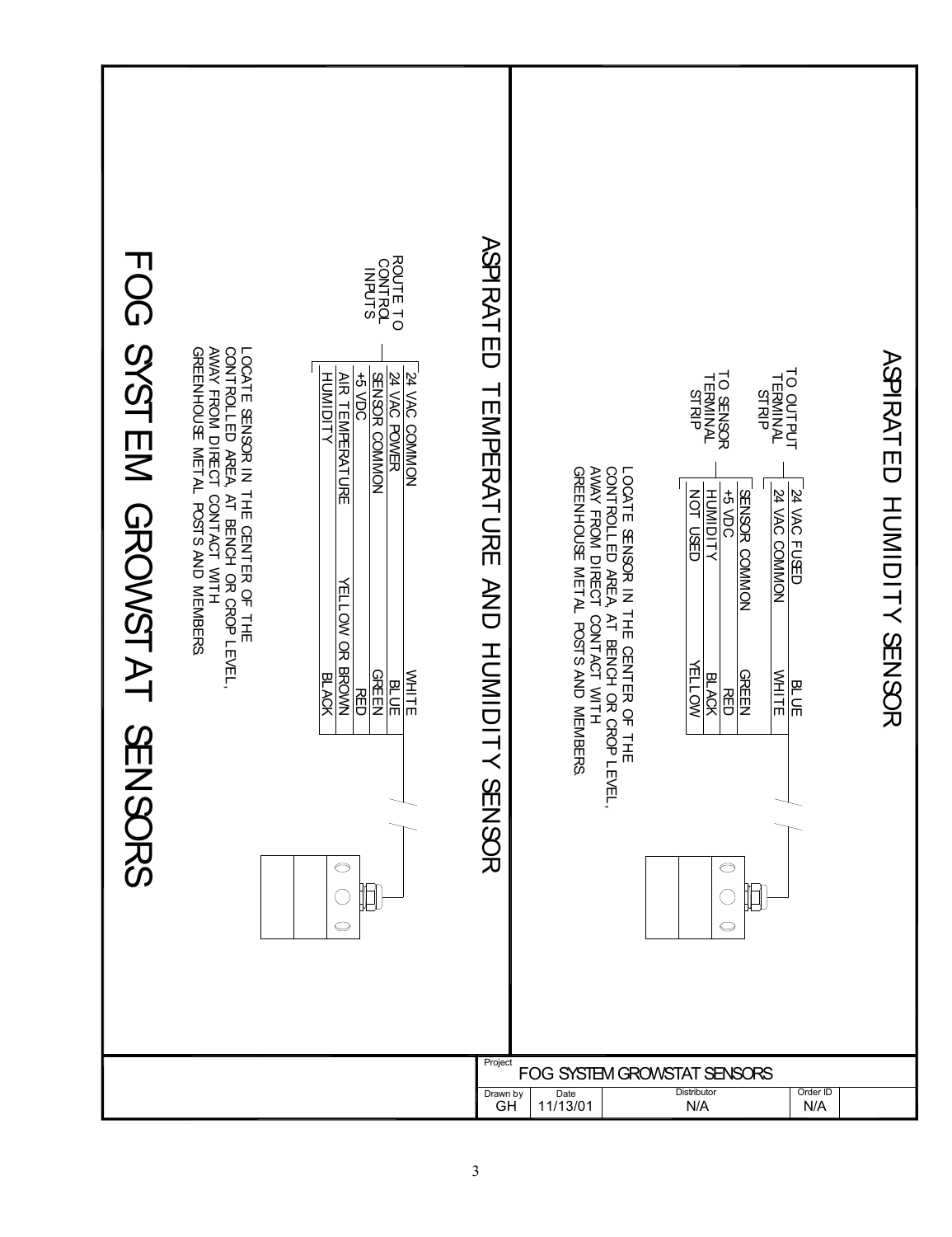# FOG SYSTEM GROWSTAT SENSORS

## ASPIRATED HUMIDITY SENSOR

TO OUTPUT TERMINAL STRIP

| | |
|---|---|
| 24 VAC FUSED | BLUE |
| 24 VAC COMMON | WHITE |

TO SENSOR TERMINAL STRIP

| | |
|---|---|
| SENSOR COMMON | GREEN |
| +5 VDC | RED |
| HUMIDITY | BLACK |
| NOT USED | YELLOW |

LOCATE SENSOR IN THE CENTER OF THE CONTROLLED AREA, AT BENCH OR CROP LEVEL, AWAY FROM DIRECT CONTACT WITH GREENHOUSE METAL POSTS AND MEMBERS.

## ASPIRATED TEMPERATURE AND HUMIDITY SENSOR

ROUTE TO CONTROL INPUTS

| | |
|---|---|
| 24 VAC COMMON | WHITE |
| 24 VAC POWER | BLUE |
| SENSOR COMMON | GREEN |
| +5 VDC | RED |
| AIR TEMPERATURE | YELLOW OR BROWN |
| HUMIDITY | BLACK |

LOCATE SENSOR IN THE CENTER OF THE CONTROLLED AREA, AT BENCH OR CROP LEVEL, AWAY FROM DIRECT CONTACT WITH GREENHOUSE METAL POSTS AND MEMBERS.

| Project | FOG SYSTEM GROWSTAT SENSORS | | |
|---|---|---|---|
| Drawn by: GH | Date: 11/13/01 | Distributor: N/A | Order ID: N/A |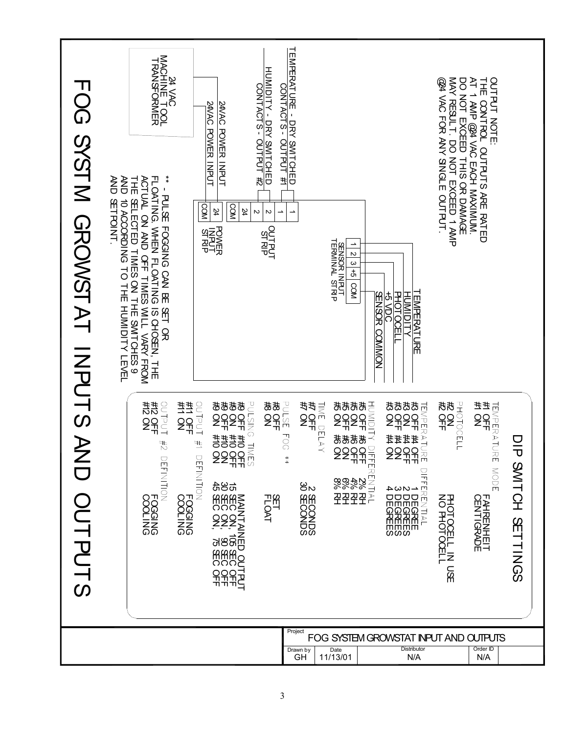# FOG SYSTM GROWSTAT INPUTS AND OUTPUTS

OUTPUT NOTE:
THE CONTROL OUTPUTS ARE RATED AT 1 AMP @24 VAC EACH MAXIMUM. DO NOT EXCEED THIS OR DAMAGE MAY RESULT. DO NOT EXCEED 1 AMP @24 VAC FOR ANY SINGLE OUTPUT.

TEMPERATURE - DRY SWITCHED CONTACTS - OUTPUT #1

HUMIDITY - DRY SWITCHED CONTACTS - OUTPUT #2

24 VAC MACHINE TOOL TRANSFORMER

24VAC POWER INPUT

24VAC POWER INPUT

OUTPUT STRIP: 1, 1, 2, 2

POWER INPUT STRIP: 24, COM, 24, COM

SENSOR INPUT TERMINAL STRIP: 1, 2, 3, +5, COM

- 1 – TEMPERATURE
- 2 – HUMIDITY
- 3 – PHOTOCELL
- +5 – +5 VDC
- COM – SENSOR COMMON

** - PULSE FOGGING CAN BE SET OR FLOATING. WHEN FLOATING IS CHOSEN, THE ACTUAL ON AND OFF TIMES WILL VARY FROM THE SELECTED TIMES ON THE SWITCHES 9 AND 10 ACCORDING TO THE HUMIDITY LEVEL AND SETPOINT.

## DIP SWITCH SETTINGS

**TEMPERATURE MODE**

| | |
|---|---|
| #1 OFF | FAHRENHEIT |
| #1 ON | CENTIGRADE |

**PHOTOCELL**

| | |
|---|---|
| #2 ON | PHOTOCELL IN USE |
| #2 OFF | NO PHOTOCELL |

**TEMPERATURE DIFFERENTIAL**

| | |
|---|---|
| #3 OFF #4 OFF | 1 DEGREE |
| #3 ON #4 OFF | 2 DEGREES |
| #3 OFF #4 ON | 3 DEGREES |
| #3 ON #4 ON | 4 DEGREES |

**HUMIDITY DIFFERENTIAL**

| | |
|---|---|
| #5 OFF #6 OFF | 2% RH |
| #5 ON #6 OFF | 4% RH |
| #5 OFF #6 ON | 6% RH |
| #5 ON #6 ON | 8% RH |

**TIME DELAY**

| | |
|---|---|
| #7 ON | 2 SECONDS |
| #7 OFF | 30 SECONDS |

**PULSE FOG ****

| | |
|---|---|
| #8 OFF | SET |
| #8 ON | FLOAT |

**PULSING TIMES**

| | |
|---|---|
| #9 OFF #10 OFF | MAINTAINED OUTPUT |
| #9 ON #10 OFF | 15 SEC ON, 105 SEC OFF |
| #9 OFF #10 ON | 30 SEC ON, 90 SEC OFF |
| #9 ON #10 ON | 45 SEC ON, 75 SEC OFF |

**OUTPUT #1 DEFINITION**

| | |
|---|---|
| #11 OFF | FOGGING |
| #11 ON | COOLING |

**OUTPUT #2 DEFINITION**

| | |
|---|---|
| #12 OFF | FOGGING |
| #12 ON | COOLING |

| Project | FOG SYSTEM GROWSTAT INPUT AND OUTPUTS | | |
|---|---|---|---|
| Drawn by: GH | Date: 11/13/01 | Distributor: N/A | Order ID: N/A |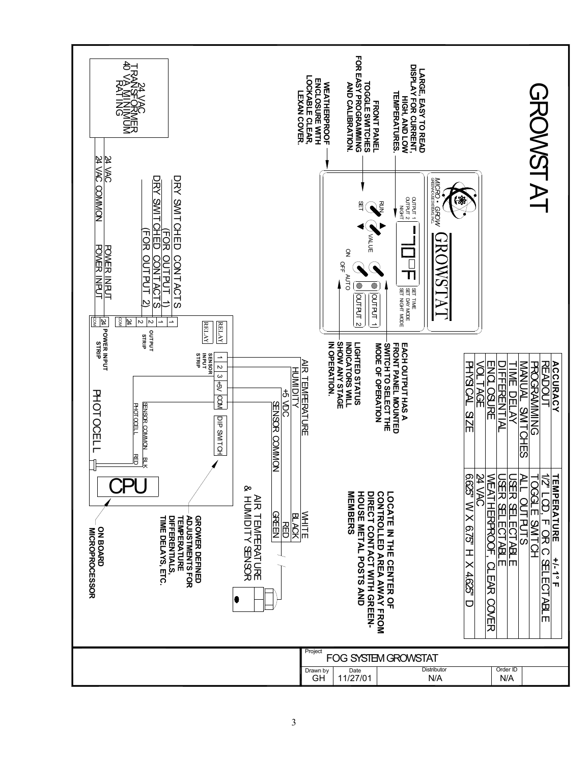# GROWSTAT

| ACCURACY | TEMPERATURE +/- 1° F |
|---|---|
| READOUT | 1/2" LCD, F OR C SELECTABLE |
| PROGRAMMING | TOGGLE SWITCH |
| MANUAL SWITCHES | ALL OUTPUTS |
| TIME DELAY | USER SELECTABLE |
| DIFFERENTIAL | USER SELECTABLE |
| ENCLOSURE | WEATHERPROOF, CLEAR COVER |
| VOLTAGE | 24 VAC |
| PHYSICAL SIZE | 6.625" W X 6.75" H X 4.625" D |

**LARGE, EASY TO READ DISPLAY FOR CURRENT, HIGH, AND LOW TEMPERATURES.**

**FRONT PANEL TOGGLE SWITCHES FOR EASY PROGRAMMING AND CALIBRATION.**

**WEATHERPROOF ENCLOSURE WITH LOCKABLE CLEAR, LEXAN COVER.**

**EACH OUTPUT HAS A FRONT PANEL MOUNTED SWITCH TO SELECT THE MODE OF OPERATION**

**LIGHTED STATUS INDICATORS WILL SHOW ANY STAGE IN OPERATION.**

**LOCATE IN THE CENTER OF CONTROLLED AREA AWAY FROM DIRECT CONTACT WITH GREEN-HOUSE METAL POSTS AND MEMBERS**

MICRO · GROW GREENHOUSE SYSTEMS INC. GROWSTAT

OUTPUT 1, OUTPUT 2, NIGHT — RUN / SET — VALUE — 70 °F — SET TIME, SET DAY MODE, SET NIGHT MODE — ON / OFF / AUTO — OUTPUT 1, OUTPUT 2

24 VAC TRANSFORMER 40 VA MINIMUM RATING

24 VAC POWER INPUT

24 VAC COMMON POWER INPUT

DRY SWITCHED CONTACTS (FOR OUTPUT 1)

DRY SWITCHED CONTACTS (FOR OUTPUT 2)

OUTPUT STRIP: 1, 1, 2, 2, 24, COM

POWER INPUT STRIP: 24, COM

RELAY, RELAY

SENSOR INPUT STRIP: 1, 2, 3, +5V, COM

DIP SWITCH

AIR TEMPERATURE — WHITE

HUMIDITY — BLACK

+5 VDC — RED

SENSOR COMMON — GREEN

AIR TEMPERATURE & HUMIDITY SENSOR

PHOTOCELL — SENSOR COMMON — BLK; PHOTOCELL — RED

PHOTOCELL

CPU

**GROWER DEFINED ADJUSTMENTS FOR TEMPERATURE DIFFERENTIALS, TIME DELAYS, ETC.**

**ON BOARD MICROPROCESSOR**

| Project | FOG SYSTEM GROWSTAT | | |
|---|---|---|---|
| Drawn by: GH | Date: 11/27/01 | Distributor: N/A | Order ID: N/A |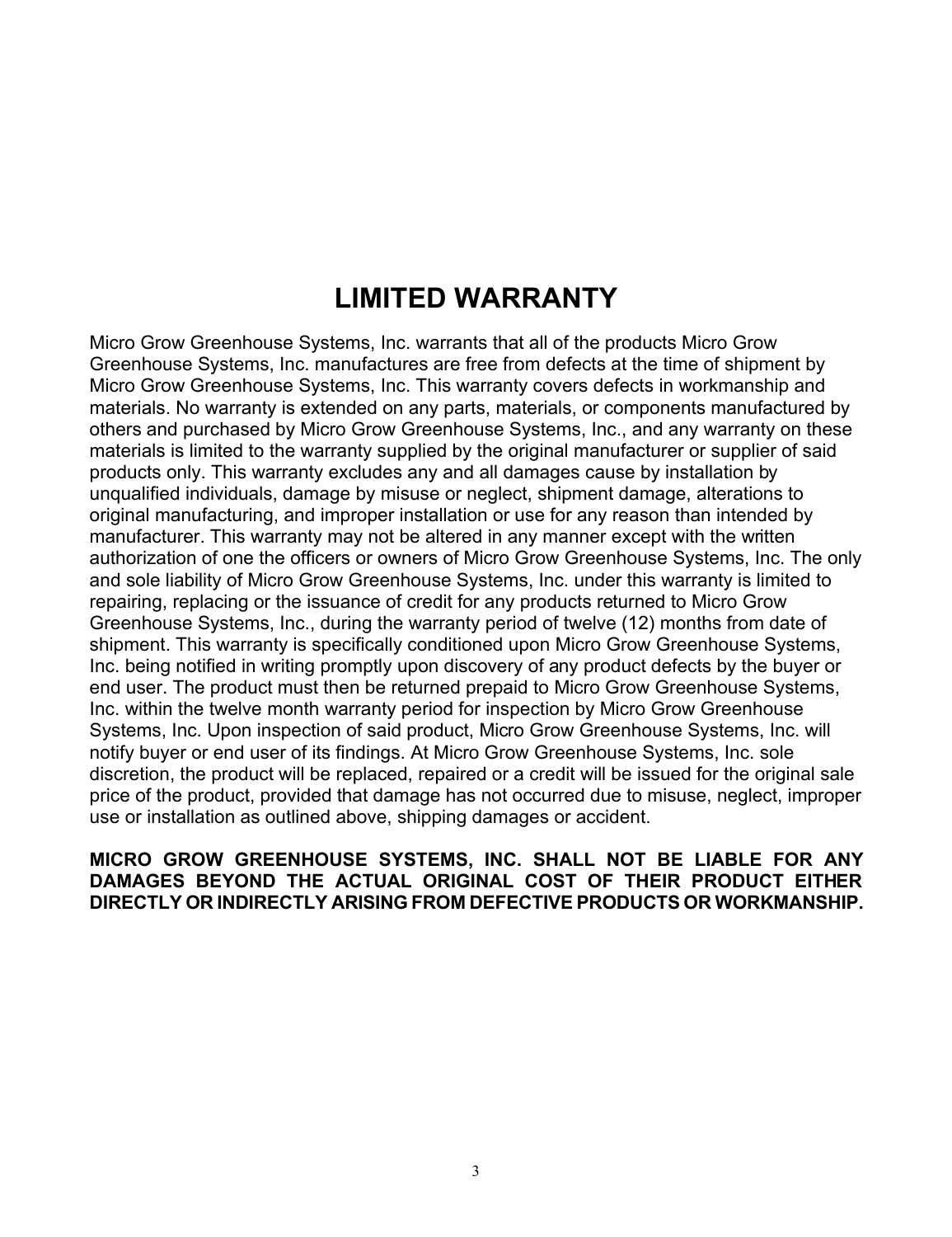# LIMITED WARRANTY

Micro Grow Greenhouse Systems, Inc. warrants that all of the products Micro Grow Greenhouse Systems, Inc. manufactures are free from defects at the time of shipment by Micro Grow Greenhouse Systems, Inc. This warranty covers defects in workmanship and materials. No warranty is extended on any parts, materials, or components manufactured by others and purchased by Micro Grow Greenhouse Systems, Inc., and any warranty on these materials is limited to the warranty supplied by the original manufacturer or supplier of said products only. This warranty excludes any and all damages cause by installation by unqualified individuals, damage by misuse or neglect, shipment damage, alterations to original manufacturing, and improper installation or use for any reason than intended by manufacturer. This warranty may not be altered in any manner except with the written authorization of one the officers or owners of Micro Grow Greenhouse Systems, Inc. The only and sole liability of Micro Grow Greenhouse Systems, Inc. under this warranty is limited to repairing, replacing or the issuance of credit for any products returned to Micro Grow Greenhouse Systems, Inc., during the warranty period of twelve (12) months from date of shipment. This warranty is specifically conditioned upon Micro Grow Greenhouse Systems, Inc. being notified in writing promptly upon discovery of any product defects by the buyer or end user. The product must then be returned prepaid to Micro Grow Greenhouse Systems, Inc. within the twelve month warranty period for inspection by Micro Grow Greenhouse Systems, Inc. Upon inspection of said product, Micro Grow Greenhouse Systems, Inc. will notify buyer or end user of its findings. At Micro Grow Greenhouse Systems, Inc. sole discretion, the product will be replaced, repaired or a credit will be issued for the original sale price of the product, provided that damage has not occurred due to misuse, neglect, improper use or installation as outlined above, shipping damages or accident.

**MICRO GROW GREENHOUSE SYSTEMS, INC. SHALL NOT BE LIABLE FOR ANY DAMAGES BEYOND THE ACTUAL ORIGINAL COST OF THEIR PRODUCT EITHER DIRECTLY OR INDIRECTLY ARISING FROM DEFECTIVE PRODUCTS OR WORKMANSHIP.**